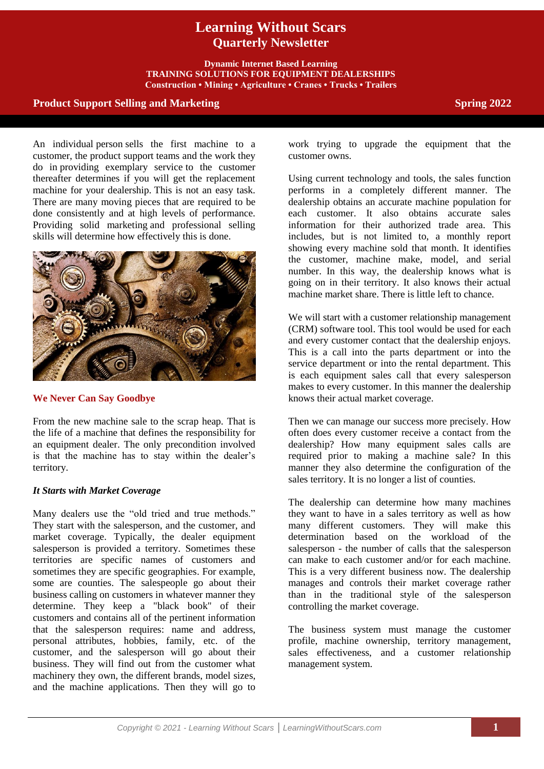# Learning Without Scars
## Quarterly Newsletter

**Dynamic Internet Based Learning**
**TRAINING SOLUTIONS FOR EQUIPMENT DEALERSHIPS**
**Construction • Mining • Agriculture • Cranes • Trucks • Trailers**

**Product Support Selling and Marketing** — **Spring 2022**

An individual person sells the first machine to a customer, the product support teams and the work they do in providing exemplary service to the customer thereafter determines if you will get the replacement machine for your dealership. This is not an easy task. There are many moving pieces that are required to be done consistently and at high levels of performance. Providing solid marketing and professional selling skills will determine how effectively this is done.

### We Never Can Say Goodbye

From the new machine sale to the scrap heap. That is the life of a machine that defines the responsibility for an equipment dealer. The only precondition involved is that the machine has to stay within the dealer's territory.

### *It Starts with Market Coverage*

Many dealers use the "old tried and true methods." They start with the salesperson, and the customer, and market coverage. Typically, the dealer equipment salesperson is provided a territory. Sometimes these territories are specific names of customers and sometimes they are specific geographies. For example, some are counties. The salespeople go about their business calling on customers in whatever manner they determine. They keep a "black book" of their customers and contains all of the pertinent information that the salesperson requires: name and address, personal attributes, hobbies, family, etc. of the customer, and the salesperson will go about their business. They will find out from the customer what machinery they own, the different brands, model sizes, and the machine applications. Then they will go to work trying to upgrade the equipment that the customer owns.

Using current technology and tools, the sales function performs in a completely different manner. The dealership obtains an accurate machine population for each customer. It also obtains accurate sales information for their authorized trade area. This includes, but is not limited to, a monthly report showing every machine sold that month. It identifies the customer, machine make, model, and serial number. In this way, the dealership knows what is going on in their territory. It also knows their actual machine market share. There is little left to chance.

We will start with a customer relationship management (CRM) software tool. This tool would be used for each and every customer contact that the dealership enjoys. This is a call into the parts department or into the service department or into the rental department. This is each equipment sales call that every salesperson makes to every customer. In this manner the dealership knows their actual market coverage.

Then we can manage our success more precisely. How often does every customer receive a contact from the dealership? How many equipment sales calls are required prior to making a machine sale? In this manner they also determine the configuration of the sales territory. It is no longer a list of counties.

The dealership can determine how many machines they want to have in a sales territory as well as how many different customers. They will make this determination based on the workload of the salesperson - the number of calls that the salesperson can make to each customer and/or for each machine. This is a very different business now. The dealership manages and controls their market coverage rather than in the traditional style of the salesperson controlling the market coverage.

The business system must manage the customer profile, machine ownership, territory management, sales effectiveness, and a customer relationship management system.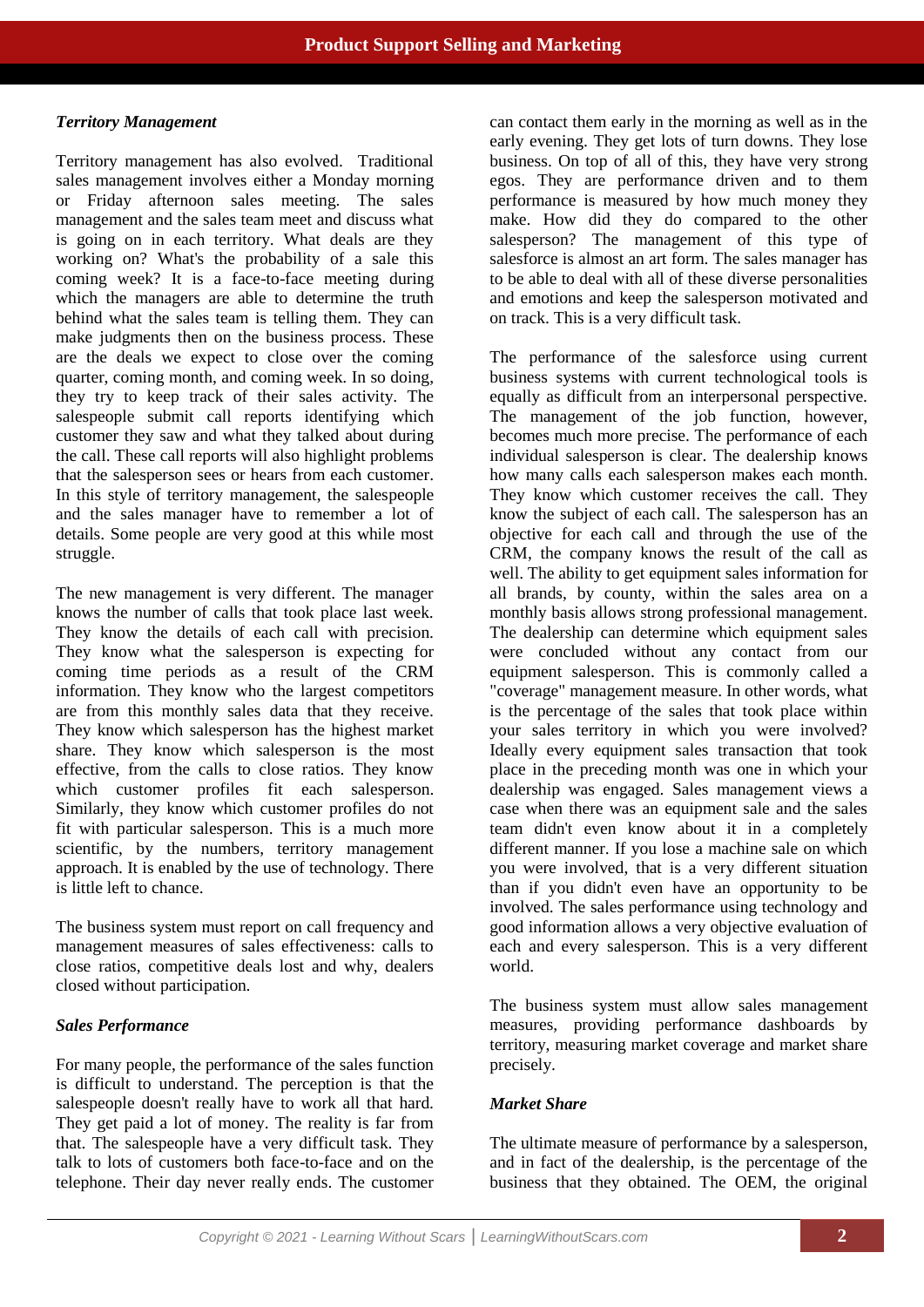### *Territory Management*

Territory management has also evolved. Traditional sales management involves either a Monday morning or Friday afternoon sales meeting. The sales management and the sales team meet and discuss what is going on in each territory. What deals are they working on? What's the probability of a sale this coming week? It is a face-to-face meeting during which the managers are able to determine the truth behind what the sales team is telling them. They can make judgments then on the business process. These are the deals we expect to close over the coming quarter, coming month, and coming week. In so doing, they try to keep track of their sales activity. The salespeople submit call reports identifying which customer they saw and what they talked about during the call. These call reports will also highlight problems that the salesperson sees or hears from each customer. In this style of territory management, the salespeople and the sales manager have to remember a lot of details. Some people are very good at this while most struggle.

The new management is very different. The manager knows the number of calls that took place last week. They know the details of each call with precision. They know what the salesperson is expecting for coming time periods as a result of the CRM information. They know who the largest competitors are from this monthly sales data that they receive. They know which salesperson has the highest market share. They know which salesperson is the most effective, from the calls to close ratios. They know which customer profiles fit each salesperson. Similarly, they know which customer profiles do not fit with particular salesperson. This is a much more scientific, by the numbers, territory management approach. It is enabled by the use of technology. There is little left to chance.

The business system must report on call frequency and management measures of sales effectiveness: calls to close ratios, competitive deals lost and why, dealers closed without participation.

### *Sales Performance*

For many people, the performance of the sales function is difficult to understand. The perception is that the salespeople doesn't really have to work all that hard. They get paid a lot of money. The reality is far from that. The salespeople have a very difficult task. They talk to lots of customers both face-to-face and on the telephone. Their day never really ends. The customer can contact them early in the morning as well as in the early evening. They get lots of turn downs. They lose business. On top of all of this, they have very strong egos. They are performance driven and to them performance is measured by how much money they make. How did they do compared to the other salesperson? The management of this type of salesforce is almost an art form. The sales manager has to be able to deal with all of these diverse personalities and emotions and keep the salesperson motivated and on track. This is a very difficult task.

The performance of the salesforce using current business systems with current technological tools is equally as difficult from an interpersonal perspective. The management of the job function, however, becomes much more precise. The performance of each individual salesperson is clear. The dealership knows how many calls each salesperson makes each month. They know which customer receives the call. They know the subject of each call. The salesperson has an objective for each call and through the use of the CRM, the company knows the result of the call as well. The ability to get equipment sales information for all brands, by county, within the sales area on a monthly basis allows strong professional management. The dealership can determine which equipment sales were concluded without any contact from our equipment salesperson. This is commonly called a "coverage" management measure. In other words, what is the percentage of the sales that took place within your sales territory in which you were involved? Ideally every equipment sales transaction that took place in the preceding month was one in which your dealership was engaged. Sales management views a case when there was an equipment sale and the sales team didn't even know about it in a completely different manner. If you lose a machine sale on which you were involved, that is a very different situation than if you didn't even have an opportunity to be involved. The sales performance using technology and good information allows a very objective evaluation of each and every salesperson. This is a very different world.

The business system must allow sales management measures, providing performance dashboards by territory, measuring market coverage and market share precisely.

### *Market Share*

The ultimate measure of performance by a salesperson, and in fact of the dealership, is the percentage of the business that they obtained. The OEM, the original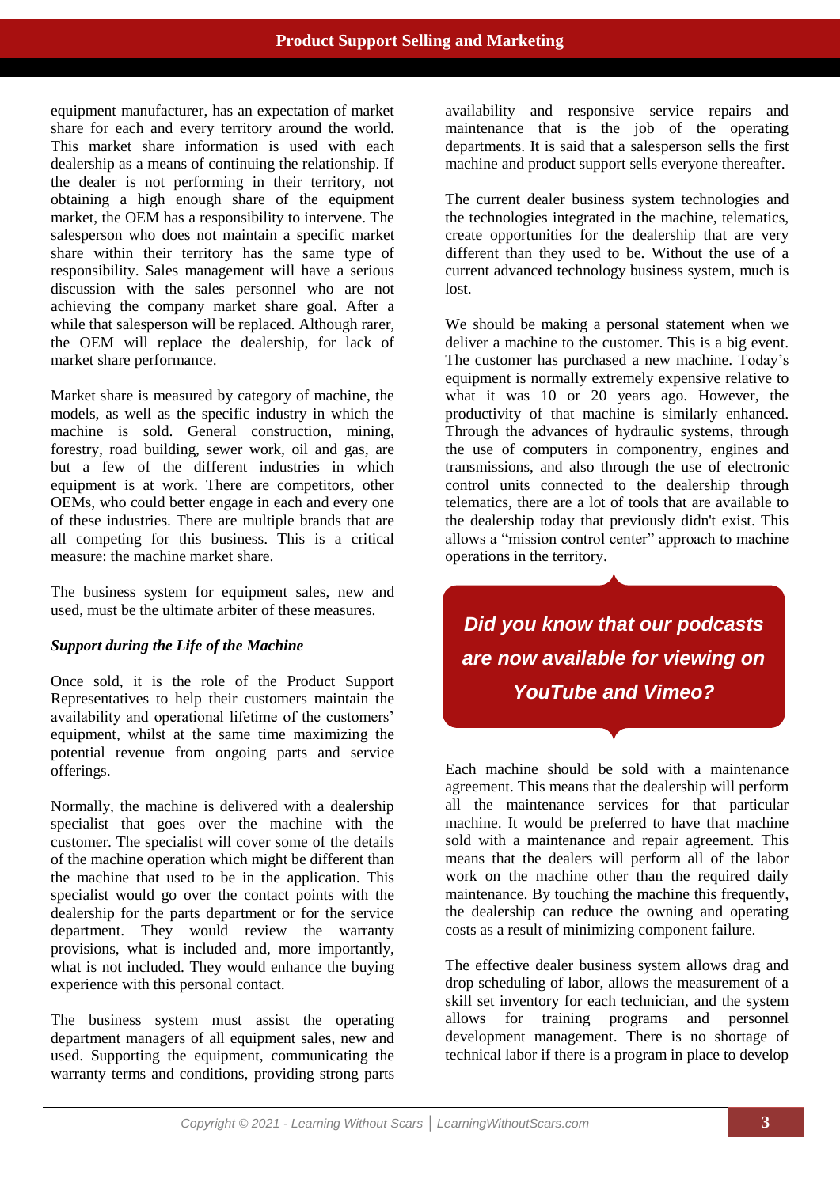equipment manufacturer, has an expectation of market share for each and every territory around the world. This market share information is used with each dealership as a means of continuing the relationship. If the dealer is not performing in their territory, not obtaining a high enough share of the equipment market, the OEM has a responsibility to intervene. The salesperson who does not maintain a specific market share within their territory has the same type of responsibility. Sales management will have a serious discussion with the sales personnel who are not achieving the company market share goal. After a while that salesperson will be replaced. Although rarer, the OEM will replace the dealership, for lack of market share performance.

Market share is measured by category of machine, the models, as well as the specific industry in which the machine is sold. General construction, mining, forestry, road building, sewer work, oil and gas, are but a few of the different industries in which equipment is at work. There are competitors, other OEMs, who could better engage in each and every one of these industries. There are multiple brands that are all competing for this business. This is a critical measure: the machine market share.

The business system for equipment sales, new and used, must be the ultimate arbiter of these measures.

### *Support during the Life of the Machine*

Once sold, it is the role of the Product Support Representatives to help their customers maintain the availability and operational lifetime of the customers' equipment, whilst at the same time maximizing the potential revenue from ongoing parts and service offerings.

Normally, the machine is delivered with a dealership specialist that goes over the machine with the customer. The specialist will cover some of the details of the machine operation which might be different than the machine that used to be in the application. This specialist would go over the contact points with the dealership for the parts department or for the service department. They would review the warranty provisions, what is included and, more importantly, what is not included. They would enhance the buying experience with this personal contact.

The business system must assist the operating department managers of all equipment sales, new and used. Supporting the equipment, communicating the warranty terms and conditions, providing strong parts availability and responsive service repairs and maintenance that is the job of the operating departments. It is said that a salesperson sells the first machine and product support sells everyone thereafter.

The current dealer business system technologies and the technologies integrated in the machine, telematics, create opportunities for the dealership that are very different than they used to be. Without the use of a current advanced technology business system, much is lost.

We should be making a personal statement when we deliver a machine to the customer. This is a big event. The customer has purchased a new machine. Today's equipment is normally extremely expensive relative to what it was 10 or 20 years ago. However, the productivity of that machine is similarly enhanced. Through the advances of hydraulic systems, through the use of computers in componentry, engines and transmissions, and also through the use of electronic control units connected to the dealership through telematics, there are a lot of tools that are available to the dealership today that previously didn't exist. This allows a "mission control center" approach to machine operations in the territory.

***Did you know that our podcasts are now available for viewing on YouTube and Vimeo?***

Each machine should be sold with a maintenance agreement. This means that the dealership will perform all the maintenance services for that particular machine. It would be preferred to have that machine sold with a maintenance and repair agreement. This means that the dealers will perform all of the labor work on the machine other than the required daily maintenance. By touching the machine this frequently, the dealership can reduce the owning and operating costs as a result of minimizing component failure.

The effective dealer business system allows drag and drop scheduling of labor, allows the measurement of a skill set inventory for each technician, and the system allows for training programs and personnel development management. There is no shortage of technical labor if there is a program in place to develop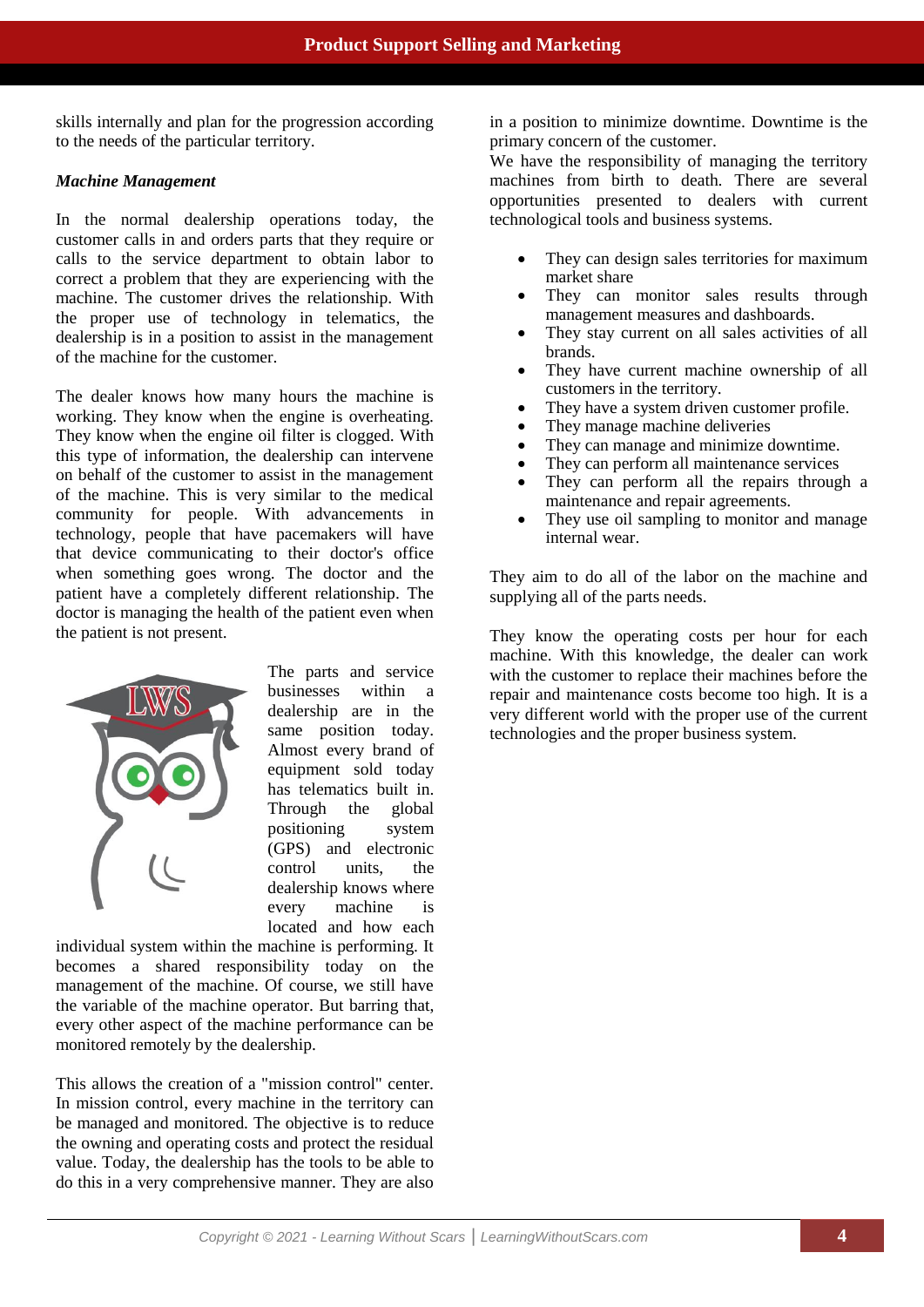skills internally and plan for the progression according to the needs of the particular territory.

***Machine Management***

In the normal dealership operations today, the customer calls in and orders parts that they require or calls to the service department to obtain labor to correct a problem that they are experiencing with the machine. The customer drives the relationship. With the proper use of technology in telematics, the dealership is in a position to assist in the management of the machine for the customer.

The dealer knows how many hours the machine is working. They know when the engine is overheating. They know when the engine oil filter is clogged. With this type of information, the dealership can intervene on behalf of the customer to assist in the management of the machine. This is very similar to the medical community for people. With advancements in technology, people that have pacemakers will have that device communicating to their doctor's office when something goes wrong. The doctor and the patient have a completely different relationship. The doctor is managing the health of the patient even when the patient is not present.

The parts and service businesses within a dealership are in the same position today. Almost every brand of equipment sold today has telematics built in. Through the global positioning system (GPS) and electronic control units, the dealership knows where every machine is located and how each individual system within the machine is performing. It becomes a shared responsibility today on the management of the machine. Of course, we still have the variable of the machine operator. But barring that, every other aspect of the machine performance can be monitored remotely by the dealership.

This allows the creation of a "mission control" center. In mission control, every machine in the territory can be managed and monitored. The objective is to reduce the owning and operating costs and protect the residual value. Today, the dealership has the tools to be able to do this in a very comprehensive manner. They are also in a position to minimize downtime. Downtime is the primary concern of the customer.
We have the responsibility of managing the territory machines from birth to death. There are several opportunities presented to dealers with current technological tools and business systems.

- They can design sales territories for maximum market share
- They can monitor sales results through management measures and dashboards.
- They stay current on all sales activities of all brands.
- They have current machine ownership of all customers in the territory.
- They have a system driven customer profile.
- They manage machine deliveries
- They can manage and minimize downtime.
- They can perform all maintenance services
- They can perform all the repairs through a maintenance and repair agreements.
- They use oil sampling to monitor and manage internal wear.

They aim to do all of the labor on the machine and supplying all of the parts needs.

They know the operating costs per hour for each machine. With this knowledge, the dealer can work with the customer to replace their machines before the repair and maintenance costs become too high. It is a very different world with the proper use of the current technologies and the proper business system.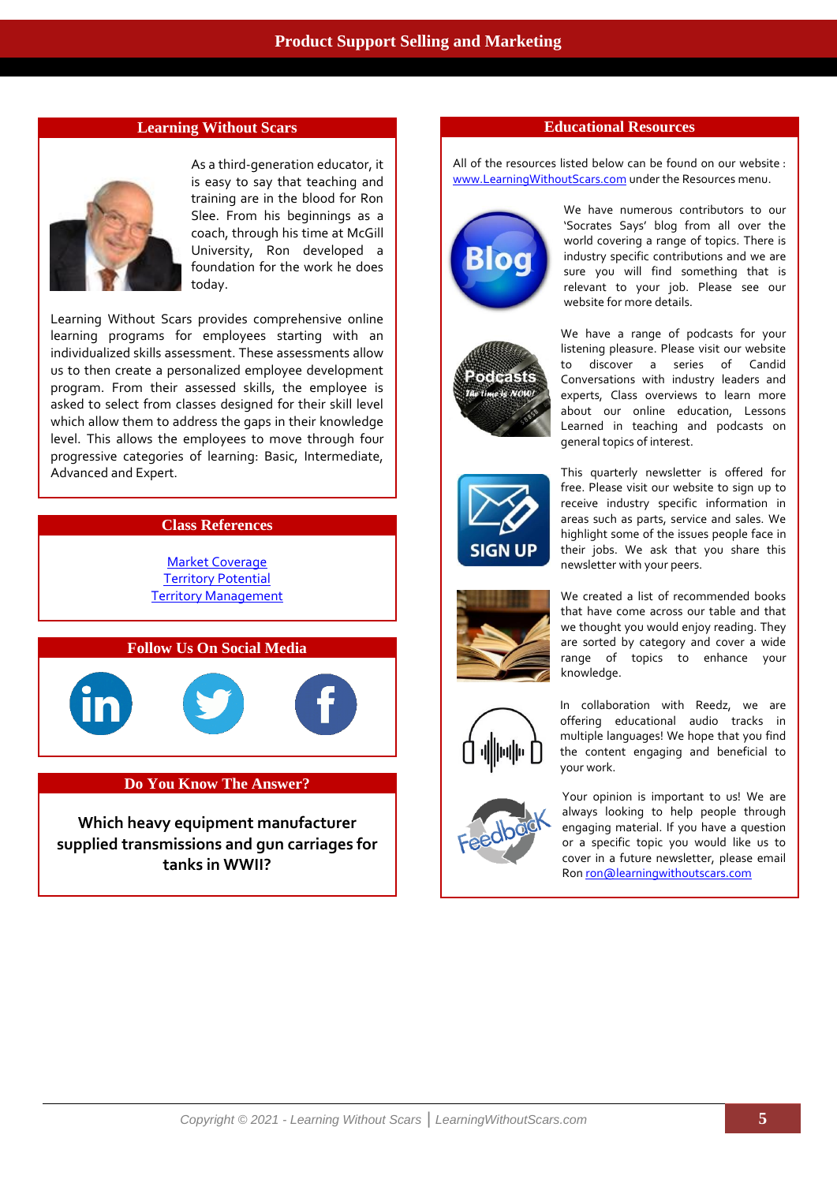## Learning Without Scars

As a third-generation educator, it is easy to say that teaching and training are in the blood for Ron Slee. From his beginnings as a coach, through his time at McGill University, Ron developed a foundation for the work he does today.

Learning Without Scars provides comprehensive online learning programs for employees starting with an individualized skills assessment. These assessments allow us to then create a personalized employee development program. From their assessed skills, the employee is asked to select from classes designed for their skill level which allow them to address the gaps in their knowledge level. This allows the employees to move through four progressive categories of learning: Basic, Intermediate, Advanced and Expert.

## Class References

Market Coverage
Territory Potential
Territory Management

## Follow Us On Social Media

## Do You Know The Answer?

**Which heavy equipment manufacturer supplied transmissions and gun carriages for tanks in WWII?**

## Educational Resources

All of the resources listed below can be found on our website : www.LearningWithoutScars.com under the Resources menu.

We have numerous contributors to our 'Socrates Says' blog from all over the world covering a range of topics. There is industry specific contributions and we are sure you will find something that is relevant to your job. Please see our website for more details.

We have a range of podcasts for your listening pleasure. Please visit our website to discover a series of Candid Conversations with industry leaders and experts, Class overviews to learn more about our online education, Lessons Learned in teaching and podcasts on general topics of interest.

This quarterly newsletter is offered for free. Please visit our website to sign up to receive industry specific information in areas such as parts, service and sales. We highlight some of the issues people face in their jobs. We ask that you share this newsletter with your peers.

We created a list of recommended books that have come across our table and that we thought you would enjoy reading. They are sorted by category and cover a wide range of topics to enhance your knowledge.

In collaboration with Reedz, we are offering educational audio tracks in multiple languages! We hope that you find the content engaging and beneficial to your work.

Your opinion is important to us! We are always looking to help people through engaging material. If you have a question or a specific topic you would like us to cover in a future newsletter, please email Ron ron@learningwithoutscars.com